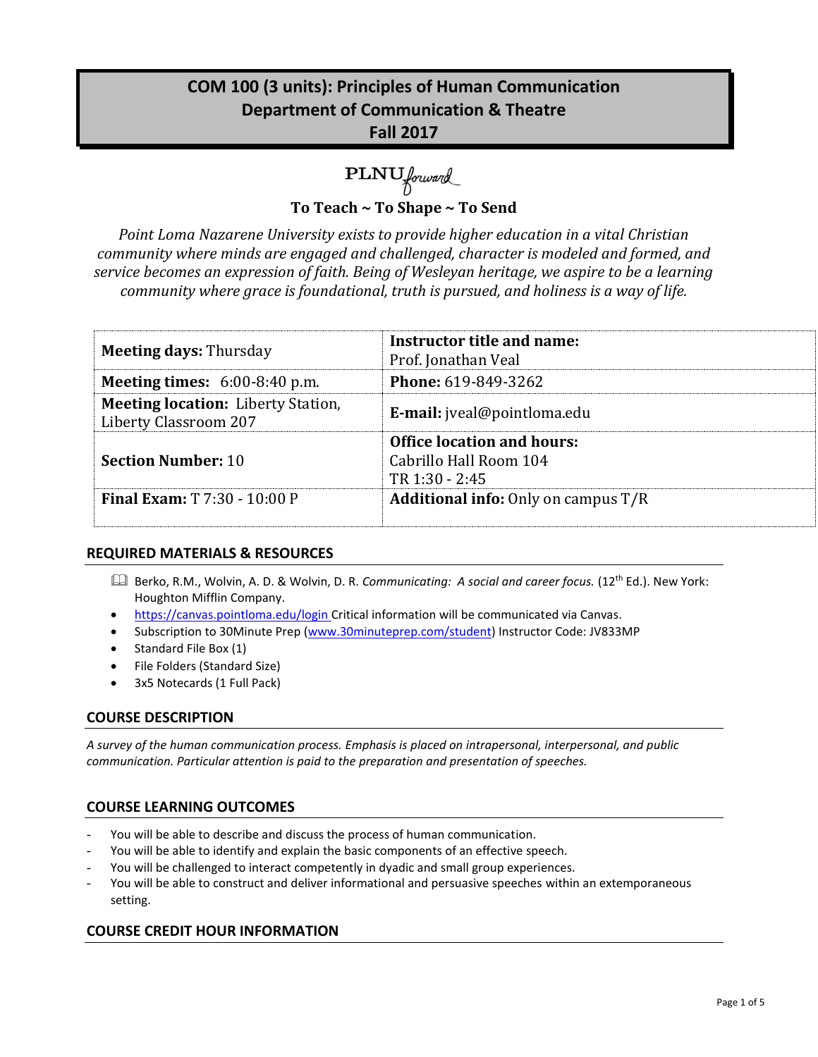# COM 100 (3 units): Principles of Human Communication
## Department of Communication & Theatre
## Fall 2017

PLNU forward

**To Teach ~ To Shape ~ To Send**

*Point Loma Nazarene University exists to provide higher education in a vital Christian community where minds are engaged and challenged, character is modeled and formed, and service becomes an expression of faith. Being of Wesleyan heritage, we aspire to be a learning community where grace is foundational, truth is pursued, and holiness is a way of life.*

| | |
|---|---|
| **Meeting days:** Thursday | **Instructor title and name:** Prof. Jonathan Veal |
| **Meeting times:** 6:00-8:40 p.m. | **Phone:** 619-849-3262 |
| **Meeting location:** Liberty Station, Liberty Classroom 207 | **E-mail:** jveal@pointloma.edu |
| **Section Number:** 10 | **Office location and hours:** Cabrillo Hall Room 104 TR 1:30 - 2:45 |
| **Final Exam:** T 7:30 - 10:00 P | **Additional info:** Only on campus T/R |

## REQUIRED MATERIALS & RESOURCES

- Berko, R.M., Wolvin, A. D. & Wolvin, D. R. *Communicating: A social and career focus.* (12th Ed.). New York: Houghton Mifflin Company.
- https://canvas.pointloma.edu/login Critical information will be communicated via Canvas.
- Subscription to 30Minute Prep (www.30minuteprep.com/student) Instructor Code: JV833MP
- Standard File Box (1)
- File Folders (Standard Size)
- 3x5 Notecards (1 Full Pack)

## COURSE DESCRIPTION

*A survey of the human communication process. Emphasis is placed on intrapersonal, interpersonal, and public communication. Particular attention is paid to the preparation and presentation of speeches.*

## COURSE LEARNING OUTCOMES

- You will be able to describe and discuss the process of human communication.
- You will be able to identify and explain the basic components of an effective speech.
- You will be challenged to interact competently in dyadic and small group experiences.
- You will be able to construct and deliver informational and persuasive speeches within an extemporaneous setting.

## COURSE CREDIT HOUR INFORMATION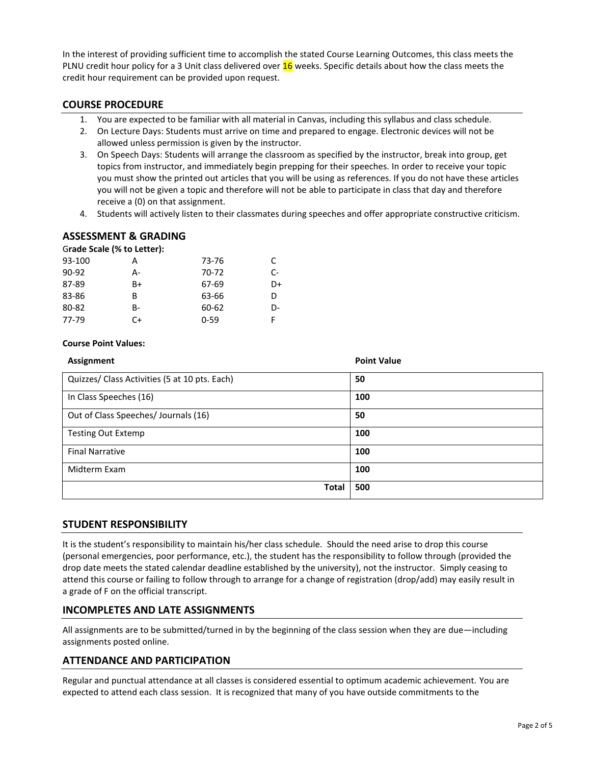In the interest of providing sufficient time to accomplish the stated Course Learning Outcomes, this class meets the PLNU credit hour policy for a 3 Unit class delivered over 16 weeks. Specific details about how the class meets the credit hour requirement can be provided upon request.

## COURSE PROCEDURE

1. You are expected to be familiar with all material in Canvas, including this syllabus and class schedule.
2. On Lecture Days: Students must arrive on time and prepared to engage. Electronic devices will not be allowed unless permission is given by the instructor.
3. On Speech Days: Students will arrange the classroom as specified by the instructor, break into group, get topics from instructor, and immediately begin prepping for their speeches. In order to receive your topic you must show the printed out articles that you will be using as references. If you do not have these articles you will not be given a topic and therefore will not be able to participate in class that day and therefore receive a (0) on that assignment.
4. Students will actively listen to their classmates during speeches and offer appropriate constructive criticism.

## ASSESSMENT & GRADING

**Grade Scale (% to Letter):**

| | | | |
|---|---|---|---|
| 93-100 | A | 73-76 | C |
| 90-92 | A- | 70-72 | C- |
| 87-89 | B+ | 67-69 | D+ |
| 83-86 | B | 63-66 | D |
| 80-82 | B- | 60-62 | D- |
| 77-79 | C+ | 0-59 | F |

**Course Point Values:**

| Assignment | Point Value |
|---|---|
| Quizzes/ Class Activities (5 at 10 pts. Each) | **50** |
| In Class Speeches (16) | **100** |
| Out of Class Speeches/ Journals (16) | **50** |
| Testing Out Extemp | **100** |
| Final Narrative | **100** |
| Midterm Exam | **100** |
| **Total** | **500** |

## STUDENT RESPONSIBILITY

It is the student's responsibility to maintain his/her class schedule. Should the need arise to drop this course (personal emergencies, poor performance, etc.), the student has the responsibility to follow through (provided the drop date meets the stated calendar deadline established by the university), not the instructor. Simply ceasing to attend this course or failing to follow through to arrange for a change of registration (drop/add) may easily result in a grade of F on the official transcript.

## INCOMPLETES AND LATE ASSIGNMENTS

All assignments are to be submitted/turned in by the beginning of the class session when they are due—including assignments posted online.

## ATTENDANCE AND PARTICIPATION

Regular and punctual attendance at all classes is considered essential to optimum academic achievement. You are expected to attend each class session. It is recognized that many of you have outside commitments to the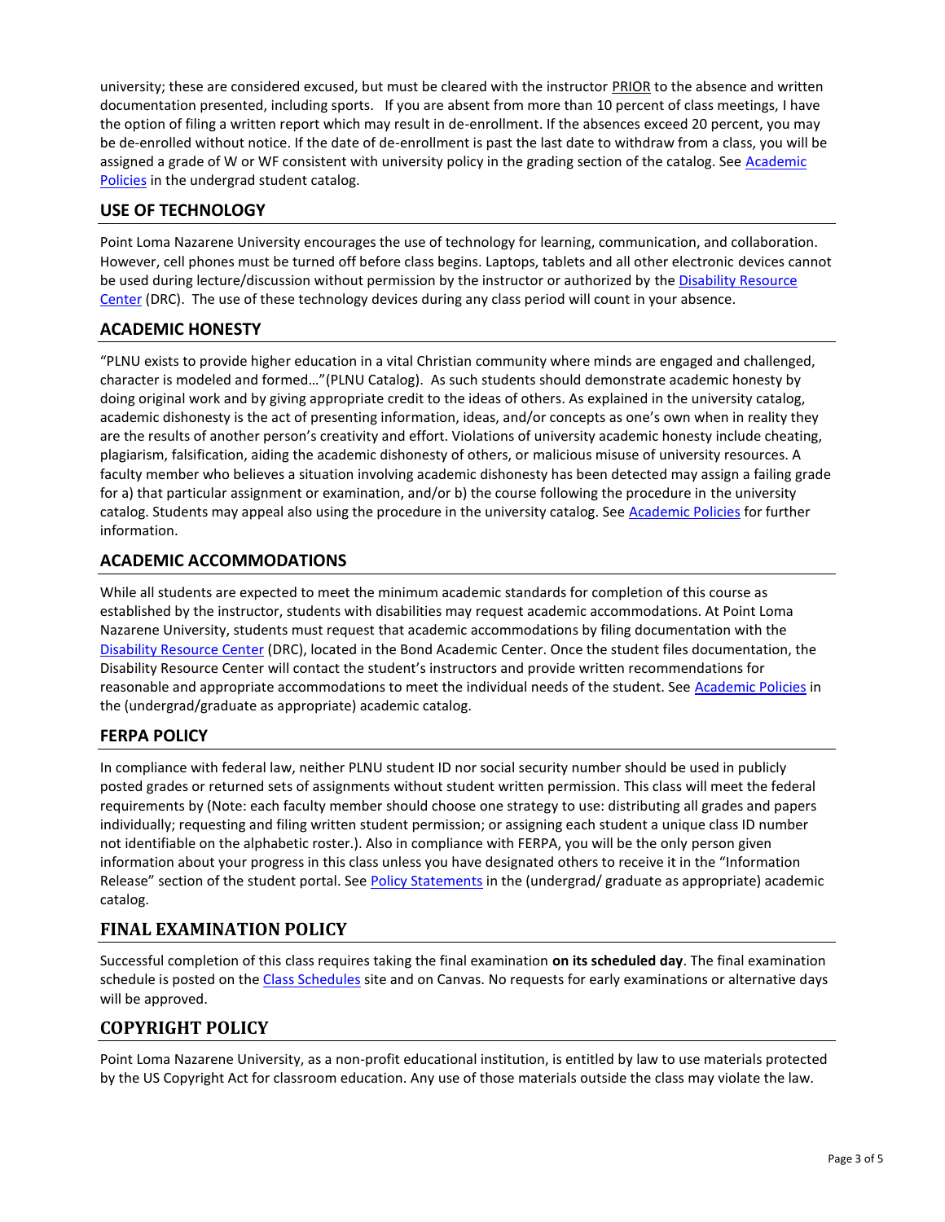university; these are considered excused, but must be cleared with the instructor PRIOR to the absence and written documentation presented, including sports. If you are absent from more than 10 percent of class meetings, I have the option of filing a written report which may result in de-enrollment. If the absences exceed 20 percent, you may be de-enrolled without notice. If the date of de-enrollment is past the last date to withdraw from a class, you will be assigned a grade of W or WF consistent with university policy in the grading section of the catalog. See Academic Policies in the undergrad student catalog.

## USE OF TECHNOLOGY

Point Loma Nazarene University encourages the use of technology for learning, communication, and collaboration. However, cell phones must be turned off before class begins. Laptops, tablets and all other electronic devices cannot be used during lecture/discussion without permission by the instructor or authorized by the Disability Resource Center (DRC). The use of these technology devices during any class period will count in your absence.

## ACADEMIC HONESTY

"PLNU exists to provide higher education in a vital Christian community where minds are engaged and challenged, character is modeled and formed…"(PLNU Catalog). As such students should demonstrate academic honesty by doing original work and by giving appropriate credit to the ideas of others. As explained in the university catalog, academic dishonesty is the act of presenting information, ideas, and/or concepts as one's own when in reality they are the results of another person's creativity and effort. Violations of university academic honesty include cheating, plagiarism, falsification, aiding the academic dishonesty of others, or malicious misuse of university resources. A faculty member who believes a situation involving academic dishonesty has been detected may assign a failing grade for a) that particular assignment or examination, and/or b) the course following the procedure in the university catalog. Students may appeal also using the procedure in the university catalog. See Academic Policies for further information.

## ACADEMIC ACCOMMODATIONS

While all students are expected to meet the minimum academic standards for completion of this course as established by the instructor, students with disabilities may request academic accommodations. At Point Loma Nazarene University, students must request that academic accommodations by filing documentation with the Disability Resource Center (DRC), located in the Bond Academic Center. Once the student files documentation, the Disability Resource Center will contact the student's instructors and provide written recommendations for reasonable and appropriate accommodations to meet the individual needs of the student. See Academic Policies in the (undergrad/graduate as appropriate) academic catalog.

## FERPA POLICY

In compliance with federal law, neither PLNU student ID nor social security number should be used in publicly posted grades or returned sets of assignments without student written permission. This class will meet the federal requirements by (Note: each faculty member should choose one strategy to use: distributing all grades and papers individually; requesting and filing written student permission; or assigning each student a unique class ID number not identifiable on the alphabetic roster.). Also in compliance with FERPA, you will be the only person given information about your progress in this class unless you have designated others to receive it in the "Information Release" section of the student portal. See Policy Statements in the (undergrad/ graduate as appropriate) academic catalog.

## FINAL EXAMINATION POLICY

Successful completion of this class requires taking the final examination **on its scheduled day**. The final examination schedule is posted on the Class Schedules site and on Canvas. No requests for early examinations or alternative days will be approved.

## COPYRIGHT POLICY

Point Loma Nazarene University, as a non-profit educational institution, is entitled by law to use materials protected by the US Copyright Act for classroom education. Any use of those materials outside the class may violate the law.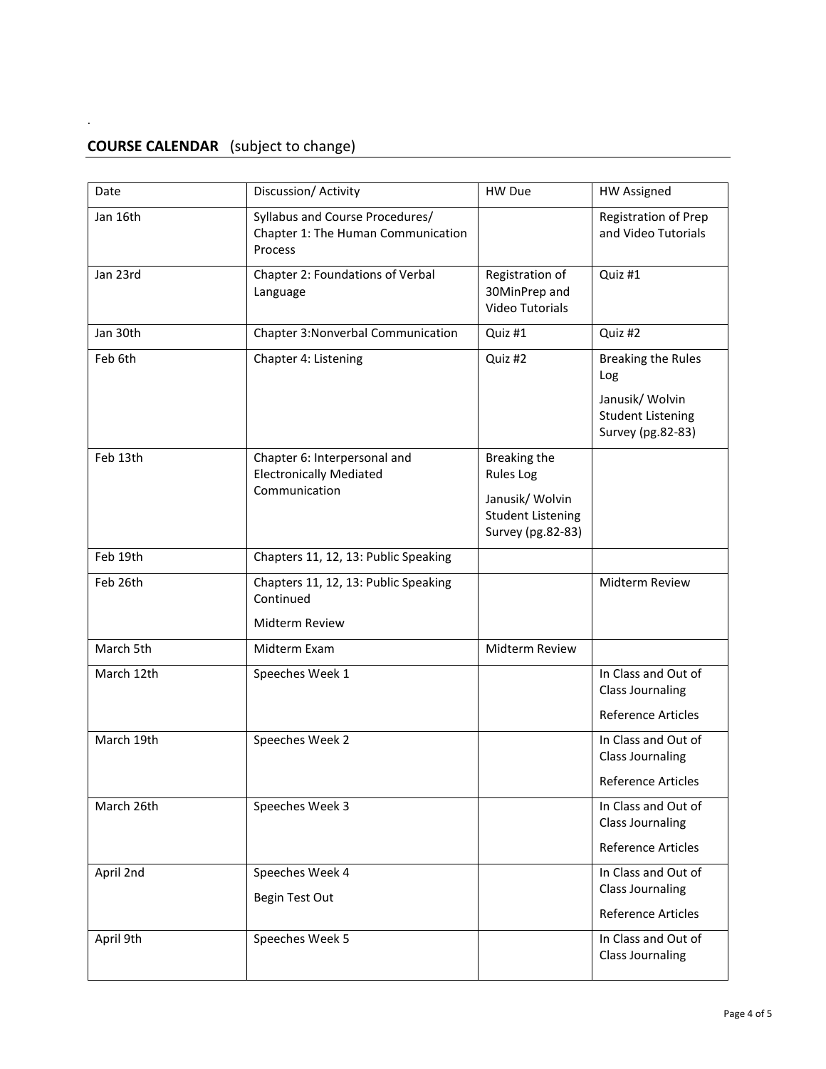**COURSE CALENDAR** (subject to change)

| Date | Discussion/ Activity | HW Due | HW Assigned |
|---|---|---|---|
| Jan 16th | Syllabus and Course Procedures/ Chapter 1: The Human Communication Process | | Registration of Prep and Video Tutorials |
| Jan 23rd | Chapter 2: Foundations of Verbal Language | Registration of 30MinPrep and Video Tutorials | Quiz #1 |
| Jan 30th | Chapter 3:Nonverbal Communication | Quiz #1 | Quiz #2 |
| Feb 6th | Chapter 4: Listening | Quiz #2 | Breaking the Rules Log<br>Janusik/ Wolvin Student Listening Survey (pg.82-83) |
| Feb 13th | Chapter 6: Interpersonal and Electronically Mediated Communication | Breaking the Rules Log<br>Janusik/ Wolvin Student Listening Survey (pg.82-83) | |
| Feb 19th | Chapters 11, 12, 13: Public Speaking | | |
| Feb 26th | Chapters 11, 12, 13: Public Speaking Continued<br>Midterm Review | | Midterm Review |
| March 5th | Midterm Exam | Midterm Review | |
| March 12th | Speeches Week 1 | | In Class and Out of Class Journaling<br>Reference Articles |
| March 19th | Speeches Week 2 | | In Class and Out of Class Journaling<br>Reference Articles |
| March 26th | Speeches Week 3 | | In Class and Out of Class Journaling<br>Reference Articles |
| April 2nd | Speeches Week 4<br>Begin Test Out | | In Class and Out of Class Journaling<br>Reference Articles |
| April 9th | Speeches Week 5 | | In Class and Out of Class Journaling |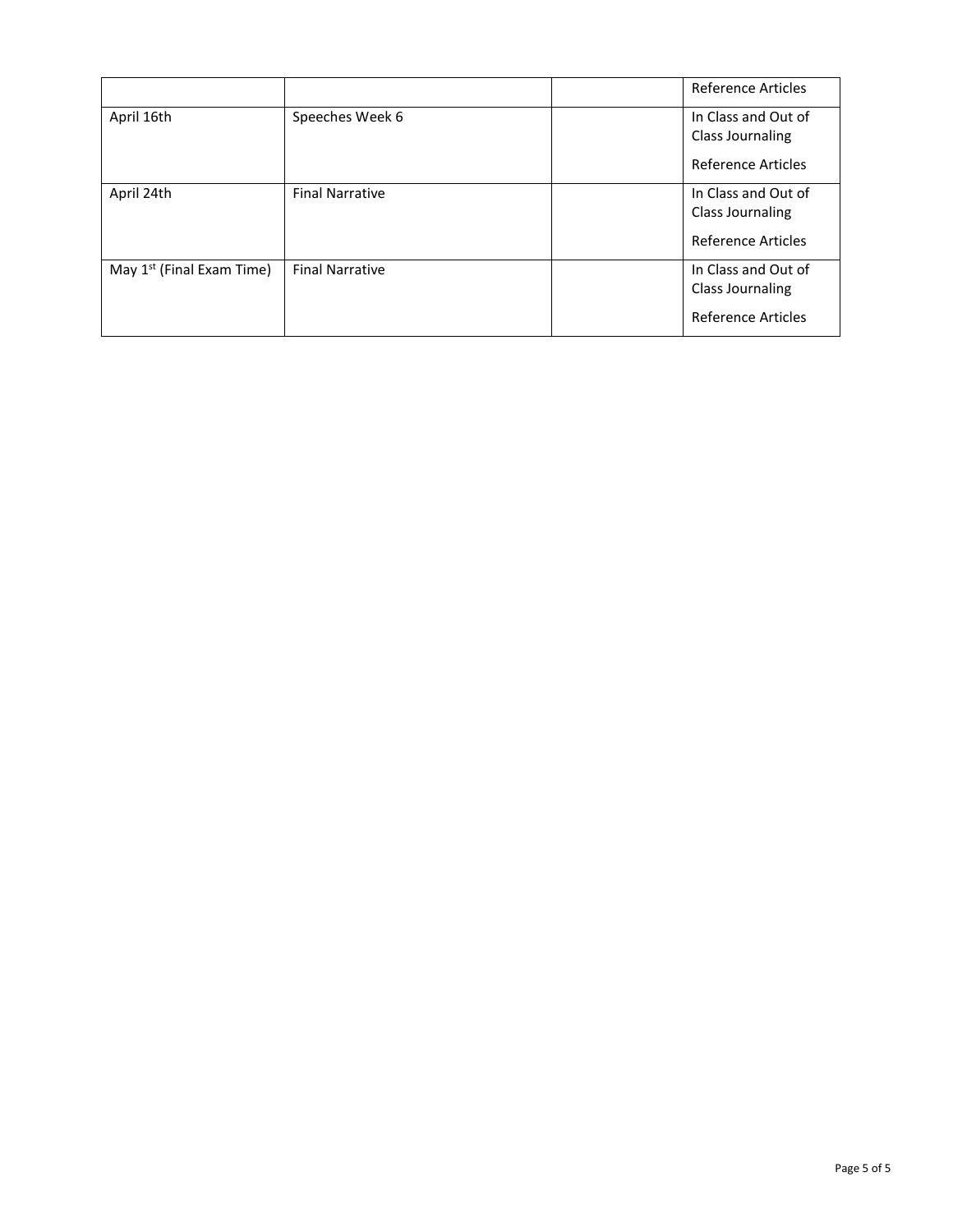| | | | |
|---|---|---|---|
| | | | Reference Articles |
| April 16th | Speeches Week 6 | | In Class and Out of Class Journaling<br><br>Reference Articles |
| April 24th | Final Narrative | | In Class and Out of Class Journaling<br><br>Reference Articles |
| May 1st (Final Exam Time) | Final Narrative | | In Class and Out of Class Journaling<br><br>Reference Articles |